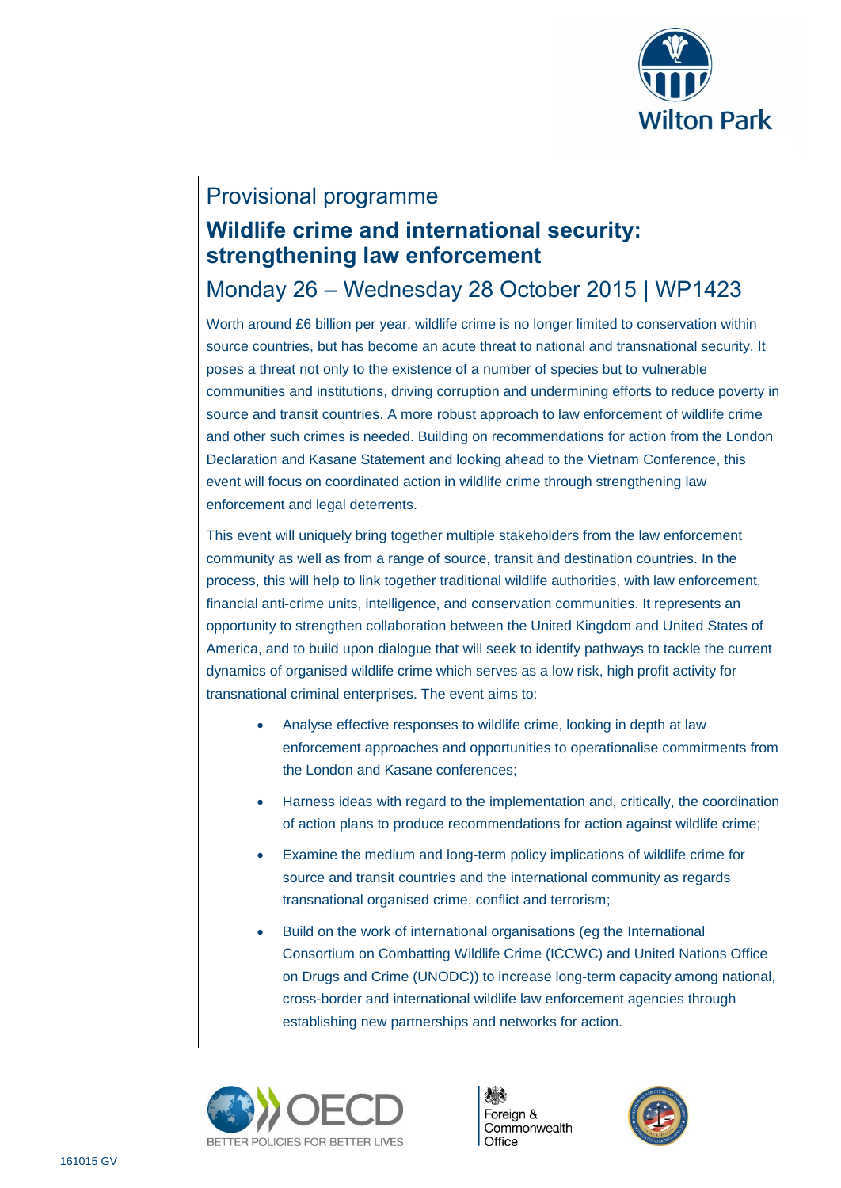Provisional programme

# Wildlife crime and international security: strengthening law enforcement

## Monday 26 – Wednesday 28 October 2015 | WP1423

Worth around £6 billion per year, wildlife crime is no longer limited to conservation within source countries, but has become an acute threat to national and transnational security. It poses a threat not only to the existence of a number of species but to vulnerable communities and institutions, driving corruption and undermining efforts to reduce poverty in source and transit countries. A more robust approach to law enforcement of wildlife crime and other such crimes is needed. Building on recommendations for action from the London Declaration and Kasane Statement and looking ahead to the Vietnam Conference, this event will focus on coordinated action in wildlife crime through strengthening law enforcement and legal deterrents.

This event will uniquely bring together multiple stakeholders from the law enforcement community as well as from a range of source, transit and destination countries. In the process, this will help to link together traditional wildlife authorities, with law enforcement, financial anti-crime units, intelligence, and conservation communities. It represents an opportunity to strengthen collaboration between the United Kingdom and United States of America, and to build upon dialogue that will seek to identify pathways to tackle the current dynamics of organised wildlife crime which serves as a low risk, high profit activity for transnational criminal enterprises. The event aims to:

- Analyse effective responses to wildlife crime, looking in depth at law enforcement approaches and opportunities to operationalise commitments from the London and Kasane conferences;
- Harness ideas with regard to the implementation and, critically, the coordination of action plans to produce recommendations for action against wildlife crime;
- Examine the medium and long-term policy implications of wildlife crime for source and transit countries and the international community as regards transnational organised crime, conflict and terrorism;
- Build on the work of international organisations (eg the International Consortium on Combatting Wildlife Crime (ICCWC) and United Nations Office on Drugs and Crime (UNODC)) to increase long-term capacity among national, cross-border and international wildlife law enforcement agencies through establishing new partnerships and networks for action.

161015 GV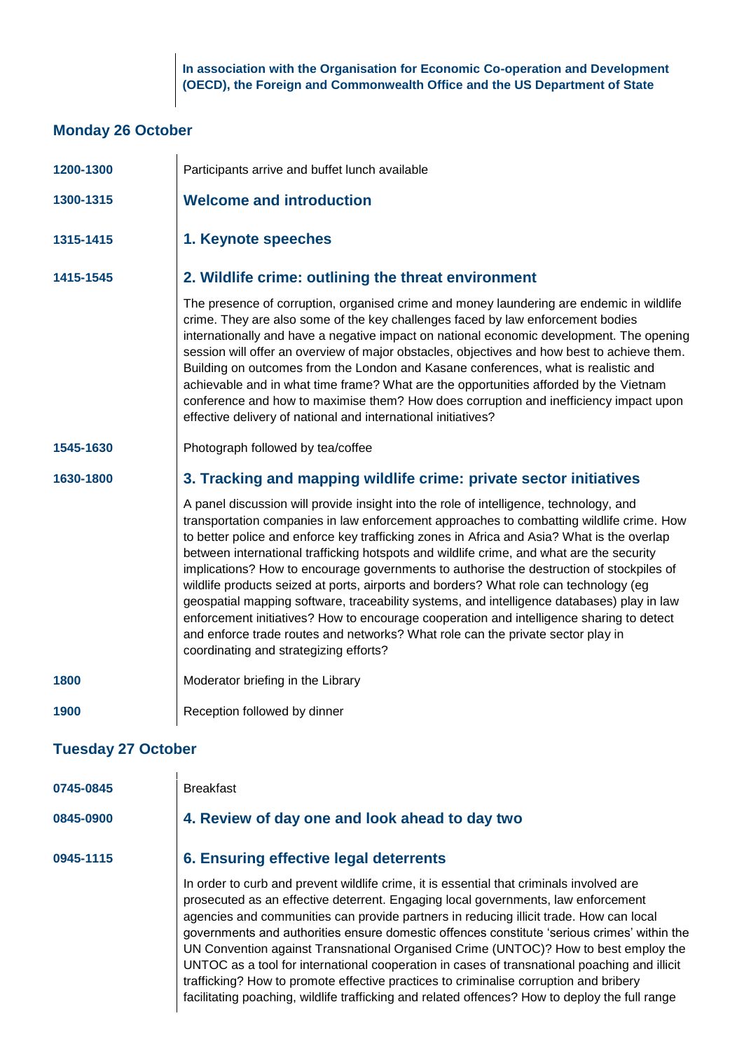**In association with the Organisation for Economic Co-operation and Development (OECD), the Foreign and Commonwealth Office and the US Department of State**

## Monday 26 October

**1200-1300** Participants arrive and buffet lunch available

**1300-1315** **Welcome and introduction**

**1315-1415** **1. Keynote speeches**

**1415-1545** **2. Wildlife crime: outlining the threat environment**

The presence of corruption, organised crime and money laundering are endemic in wildlife crime. They are also some of the key challenges faced by law enforcement bodies internationally and have a negative impact on national economic development. The opening session will offer an overview of major obstacles, objectives and how best to achieve them. Building on outcomes from the London and Kasane conferences, what is realistic and achievable and in what time frame? What are the opportunities afforded by the Vietnam conference and how to maximise them? How does corruption and inefficiency impact upon effective delivery of national and international initiatives?

**1545-1630** Photograph followed by tea/coffee

**1630-1800** **3. Tracking and mapping wildlife crime: private sector initiatives**

A panel discussion will provide insight into the role of intelligence, technology, and transportation companies in law enforcement approaches to combatting wildlife crime. How to better police and enforce key trafficking zones in Africa and Asia? What is the overlap between international trafficking hotspots and wildlife crime, and what are the security implications? How to encourage governments to authorise the destruction of stockpiles of wildlife products seized at ports, airports and borders? What role can technology (eg geospatial mapping software, traceability systems, and intelligence databases) play in law enforcement initiatives? How to encourage cooperation and intelligence sharing to detect and enforce trade routes and networks? What role can the private sector play in coordinating and strategizing efforts?

**1800** Moderator briefing in the Library

**1900** Reception followed by dinner

## Tuesday 27 October

**0745-0845** Breakfast

**0845-0900** **4. Review of day one and look ahead to day two**

**0945-1115** **6. Ensuring effective legal deterrents**

In order to curb and prevent wildlife crime, it is essential that criminals involved are prosecuted as an effective deterrent. Engaging local governments, law enforcement agencies and communities can provide partners in reducing illicit trade. How can local governments and authorities ensure domestic offences constitute 'serious crimes' within the UN Convention against Transnational Organised Crime (UNTOC)? How to best employ the UNTOC as a tool for international cooperation in cases of transnational poaching and illicit trafficking? How to promote effective practices to criminalise corruption and bribery facilitating poaching, wildlife trafficking and related offences? How to deploy the full range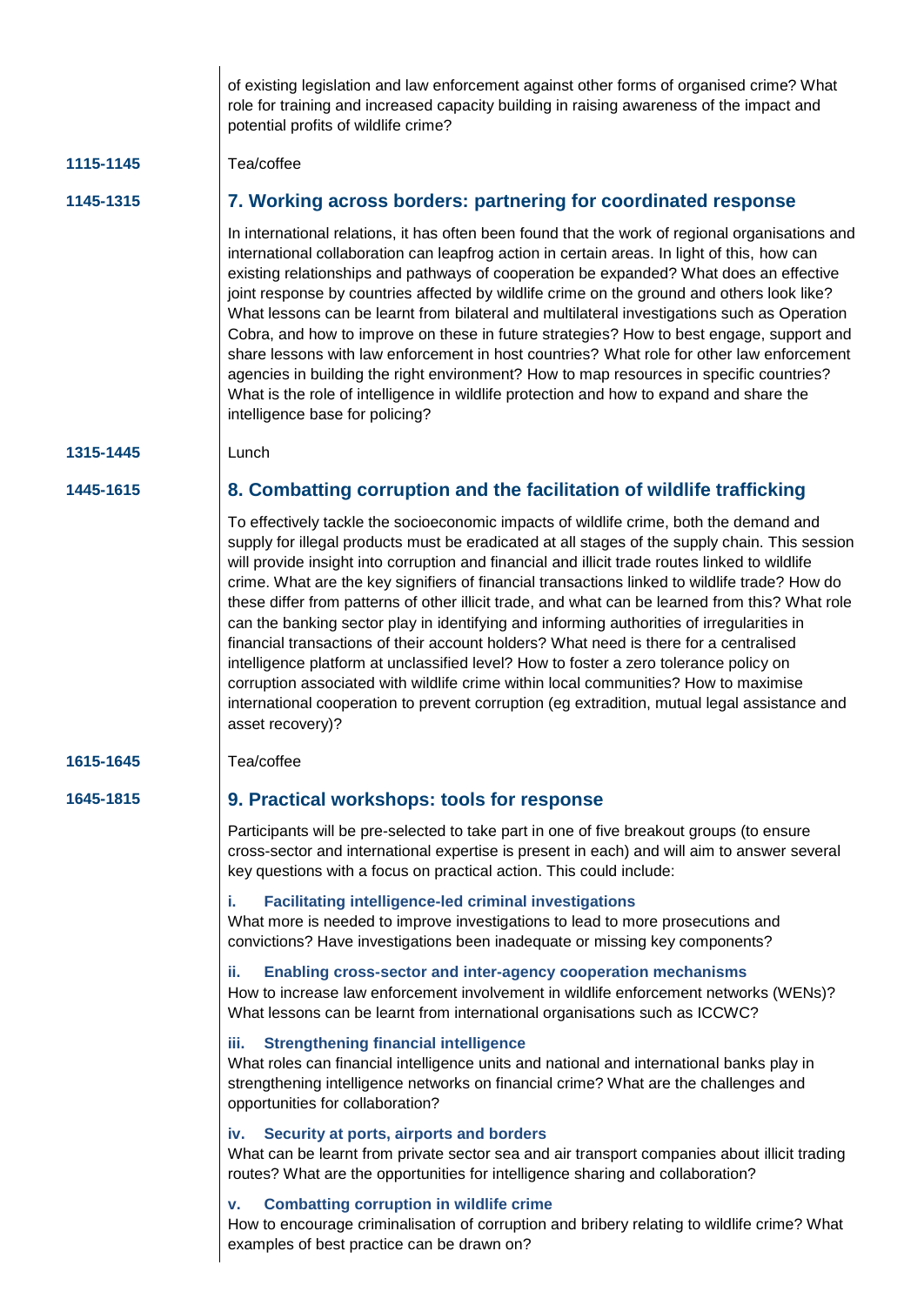of existing legislation and law enforcement against other forms of organised crime? What role for training and increased capacity building in raising awareness of the impact and potential profits of wildlife crime?

**1115-1145** Tea/coffee

**1145-1315**

## 7. Working across borders: partnering for coordinated response

In international relations, it has often been found that the work of regional organisations and international collaboration can leapfrog action in certain areas. In light of this, how can existing relationships and pathways of cooperation be expanded? What does an effective joint response by countries affected by wildlife crime on the ground and others look like? What lessons can be learnt from bilateral and multilateral investigations such as Operation Cobra, and how to improve on these in future strategies? How to best engage, support and share lessons with law enforcement in host countries? What role for other law enforcement agencies in building the right environment? How to map resources in specific countries? What is the role of intelligence in wildlife protection and how to expand and share the intelligence base for policing?

**1315-1445** Lunch

**1445-1615**

## 8. Combatting corruption and the facilitation of wildlife trafficking

To effectively tackle the socioeconomic impacts of wildlife crime, both the demand and supply for illegal products must be eradicated at all stages of the supply chain. This session will provide insight into corruption and financial and illicit trade routes linked to wildlife crime. What are the key signifiers of financial transactions linked to wildlife trade? How do these differ from patterns of other illicit trade, and what can be learned from this? What role can the banking sector play in identifying and informing authorities of irregularities in financial transactions of their account holders? What need is there for a centralised intelligence platform at unclassified level? How to foster a zero tolerance policy on corruption associated with wildlife crime within local communities? How to maximise international cooperation to prevent corruption (eg extradition, mutual legal assistance and asset recovery)?

**1615-1645** Tea/coffee

**1645-1815**

## 9. Practical workshops: tools for response

Participants will be pre-selected to take part in one of five breakout groups (to ensure cross-sector and international expertise is present in each) and will aim to answer several key questions with a focus on practical action. This could include:

### i. Facilitating intelligence-led criminal investigations

What more is needed to improve investigations to lead to more prosecutions and convictions? Have investigations been inadequate or missing key components?

### ii. Enabling cross-sector and inter-agency cooperation mechanisms

How to increase law enforcement involvement in wildlife enforcement networks (WENs)? What lessons can be learnt from international organisations such as ICCWC?

### iii. Strengthening financial intelligence

What roles can financial intelligence units and national and international banks play in strengthening intelligence networks on financial crime? What are the challenges and opportunities for collaboration?

### iv. Security at ports, airports and borders

What can be learnt from private sector sea and air transport companies about illicit trading routes? What are the opportunities for intelligence sharing and collaboration?

### v. Combatting corruption in wildlife crime

How to encourage criminalisation of corruption and bribery relating to wildlife crime? What examples of best practice can be drawn on?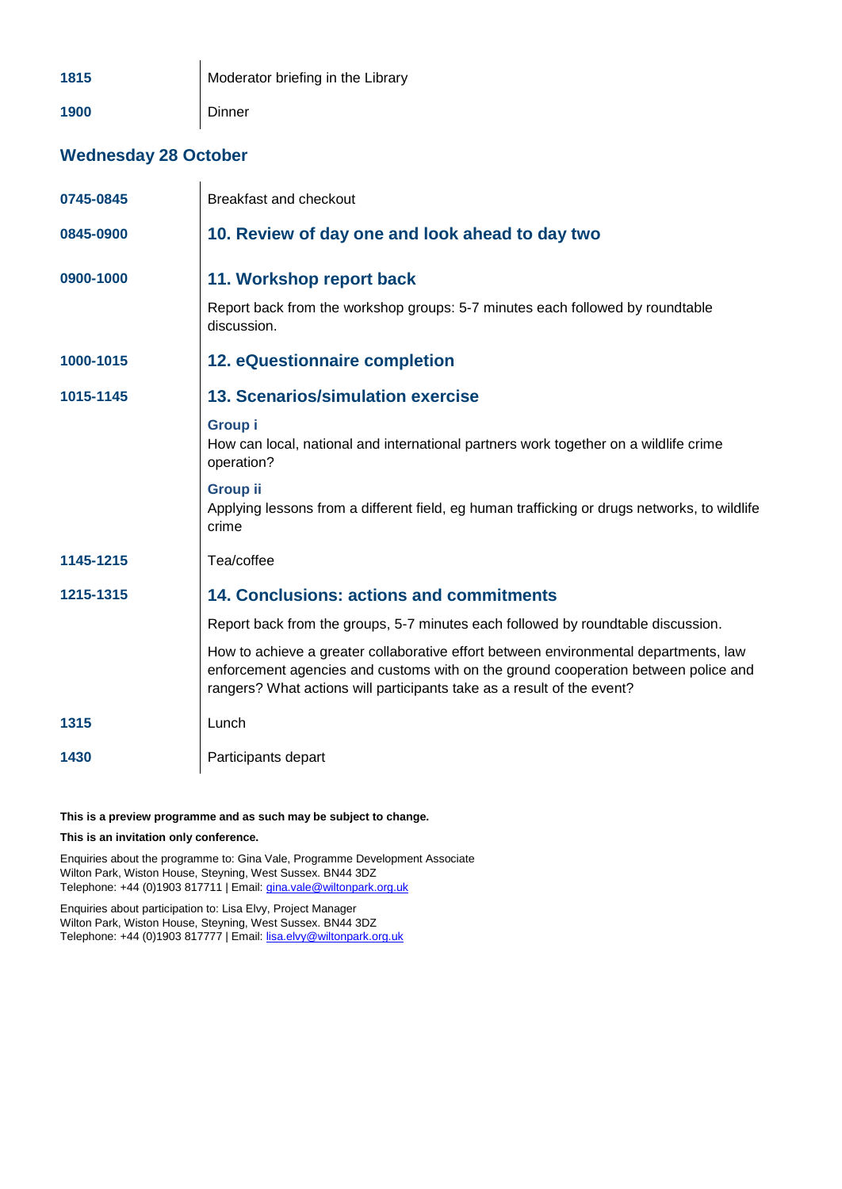| | |
|---|---|
| **1815** | Moderator briefing in the Library |
| **1900** | Dinner |

## Wednesday 28 October

| | |
|---|---|
| **0745-0845** | Breakfast and checkout |
| **0845-0900** | **10. Review of day one and look ahead to day two** |
| **0900-1000** | **11. Workshop report back**<br>Report back from the workshop groups: 5-7 minutes each followed by roundtable discussion. |
| **1000-1015** | **12. eQuestionnaire completion** |
| **1015-1145** | **13. Scenarios/simulation exercise**<br>**Group i**<br>How can local, national and international partners work together on a wildlife crime operation?<br>**Group ii**<br>Applying lessons from a different field, eg human trafficking or drugs networks, to wildlife crime |
| **1145-1215** | Tea/coffee |
| **1215-1315** | **14. Conclusions: actions and commitments**<br>Report back from the groups, 5-7 minutes each followed by roundtable discussion.<br>How to achieve a greater collaborative effort between environmental departments, law enforcement agencies and customs with on the ground cooperation between police and rangers? What actions will participants take as a result of the event? |
| **1315** | Lunch |
| **1430** | Participants depart |

**This is a preview programme and as such may be subject to change.**

**This is an invitation only conference.**

Enquiries about the programme to: Gina Vale, Programme Development Associate
Wilton Park, Wiston House, Steyning, West Sussex. BN44 3DZ
Telephone: +44 (0)1903 817711 | Email: gina.vale@wiltonpark.org.uk

Enquiries about participation to: Lisa Elvy, Project Manager
Wilton Park, Wiston House, Steyning, West Sussex. BN44 3DZ
Telephone: +44 (0)1903 817777 | Email: lisa.elvy@wiltonpark.org.uk